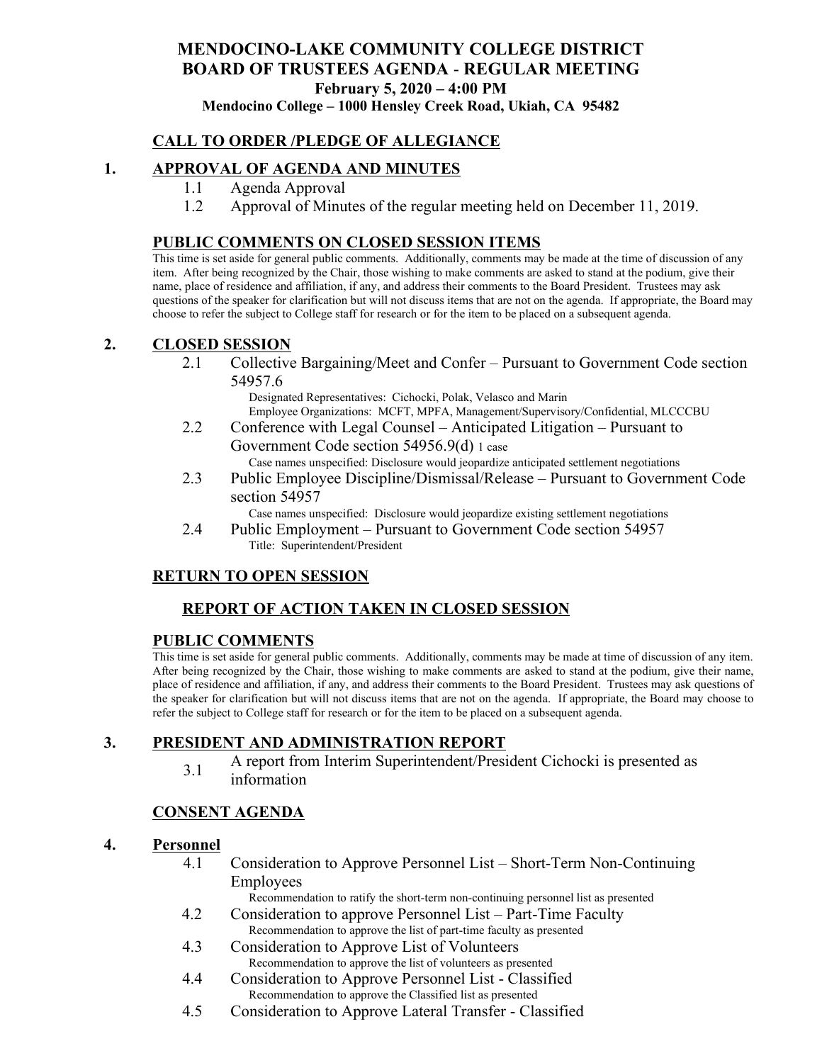# MENDOCINO-LAKE COMMUNITY COLLEGE DISTRICT
# BOARD OF TRUSTEES AGENDA - REGULAR MEETING
### February 5, 2020 – 4:00 PM
### Mendocino College – 1000 Hensley Creek Road, Ukiah, CA 95482

## CALL TO ORDER /PLEDGE OF ALLEGIANCE

## 1. APPROVAL OF AGENDA AND MINUTES

1.1 Agenda Approval

1.2 Approval of Minutes of the regular meeting held on December 11, 2019.

## PUBLIC COMMENTS ON CLOSED SESSION ITEMS

This time is set aside for general public comments. Additionally, comments may be made at the time of discussion of any item. After being recognized by the Chair, those wishing to make comments are asked to stand at the podium, give their name, place of residence and affiliation, if any, and address their comments to the Board President. Trustees may ask questions of the speaker for clarification but will not discuss items that are not on the agenda. If appropriate, the Board may choose to refer the subject to College staff for research or for the item to be placed on a subsequent agenda.

## 2. CLOSED SESSION

2.1 Collective Bargaining/Meet and Confer – Pursuant to Government Code section 54957.6

Designated Representatives: Cichocki, Polak, Velasco and Marin
Employee Organizations: MCFT, MPFA, Management/Supervisory/Confidential, MLCCCBU

2.2 Conference with Legal Counsel – Anticipated Litigation – Pursuant to Government Code section 54956.9(d) 1 case

Case names unspecified: Disclosure would jeopardize anticipated settlement negotiations

2.3 Public Employee Discipline/Dismissal/Release – Pursuant to Government Code section 54957

Case names unspecified: Disclosure would jeopardize existing settlement negotiations

2.4 Public Employment – Pursuant to Government Code section 54957

Title: Superintendent/President

## RETURN TO OPEN SESSION

### REPORT OF ACTION TAKEN IN CLOSED SESSION

## PUBLIC COMMENTS

This time is set aside for general public comments. Additionally, comments may be made at time of discussion of any item. After being recognized by the Chair, those wishing to make comments are asked to stand at the podium, give their name, place of residence and affiliation, if any, and address their comments to the Board President. Trustees may ask questions of the speaker for clarification but will not discuss items that are not on the agenda. If appropriate, the Board may choose to refer the subject to College staff for research or for the item to be placed on a subsequent agenda.

## 3. PRESIDENT AND ADMINISTRATION REPORT

3.1 A report from Interim Superintendent/President Cichocki is presented as information

## CONSENT AGENDA

## 4. Personnel

4.1 Consideration to Approve Personnel List – Short-Term Non-Continuing Employees

Recommendation to ratify the short-term non-continuing personnel list as presented

4.2 Consideration to approve Personnel List – Part-Time Faculty

Recommendation to approve the list of part-time faculty as presented

4.3 Consideration to Approve List of Volunteers

Recommendation to approve the list of volunteers as presented

4.4 Consideration to Approve Personnel List - Classified

Recommendation to approve the Classified list as presented

4.5 Consideration to Approve Lateral Transfer - Classified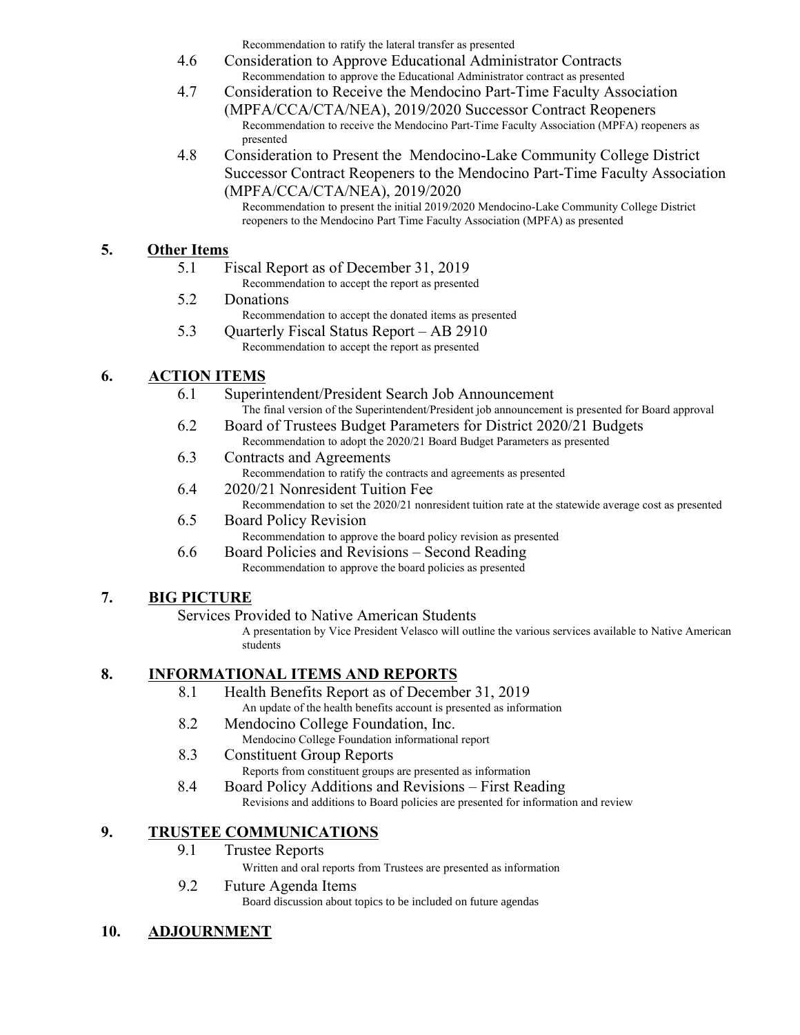Recommendation to ratify the lateral transfer as presented

- 4.6 Consideration to Approve Educational Administrator Contracts
  Recommendation to approve the Educational Administrator contract as presented
- 4.7 Consideration to Receive the Mendocino Part-Time Faculty Association (MPFA/CCA/CTA/NEA), 2019/2020 Successor Contract Reopeners
  Recommendation to receive the Mendocino Part-Time Faculty Association (MPFA) reopeners as presented
- 4.8 Consideration to Present the Mendocino-Lake Community College District Successor Contract Reopeners to the Mendocino Part-Time Faculty Association (MPFA/CCA/CTA/NEA), 2019/2020
  Recommendation to present the initial 2019/2020 Mendocino-Lake Community College District reopeners to the Mendocino Part Time Faculty Association (MPFA) as presented

## 5. Other Items

- 5.1 Fiscal Report as of December 31, 2019
  Recommendation to accept the report as presented
- 5.2 Donations
  Recommendation to accept the donated items as presented
- 5.3 Quarterly Fiscal Status Report – AB 2910
  Recommendation to accept the report as presented

## 6. ACTION ITEMS

- 6.1 Superintendent/President Search Job Announcement
  The final version of the Superintendent/President job announcement is presented for Board approval
- 6.2 Board of Trustees Budget Parameters for District 2020/21 Budgets
  Recommendation to adopt the 2020/21 Board Budget Parameters as presented
- 6.3 Contracts and Agreements
  Recommendation to ratify the contracts and agreements as presented
- 6.4 2020/21 Nonresident Tuition Fee
  Recommendation to set the 2020/21 nonresident tuition rate at the statewide average cost as presented
- 6.5 Board Policy Revision
  Recommendation to approve the board policy revision as presented
- 6.6 Board Policies and Revisions – Second Reading
  Recommendation to approve the board policies as presented

## 7. BIG PICTURE

Services Provided to Native American Students

A presentation by Vice President Velasco will outline the various services available to Native American students

## 8. INFORMATIONAL ITEMS AND REPORTS

- 8.1 Health Benefits Report as of December 31, 2019
  An update of the health benefits account is presented as information
- 8.2 Mendocino College Foundation, Inc.
  Mendocino College Foundation informational report
- 8.3 Constituent Group Reports
  Reports from constituent groups are presented as information
- 8.4 Board Policy Additions and Revisions – First Reading
  Revisions and additions to Board policies are presented for information and review

## 9. TRUSTEE COMMUNICATIONS

- 9.1 Trustee Reports
  Written and oral reports from Trustees are presented as information
- 9.2 Future Agenda Items
  Board discussion about topics to be included on future agendas

## 10. ADJOURNMENT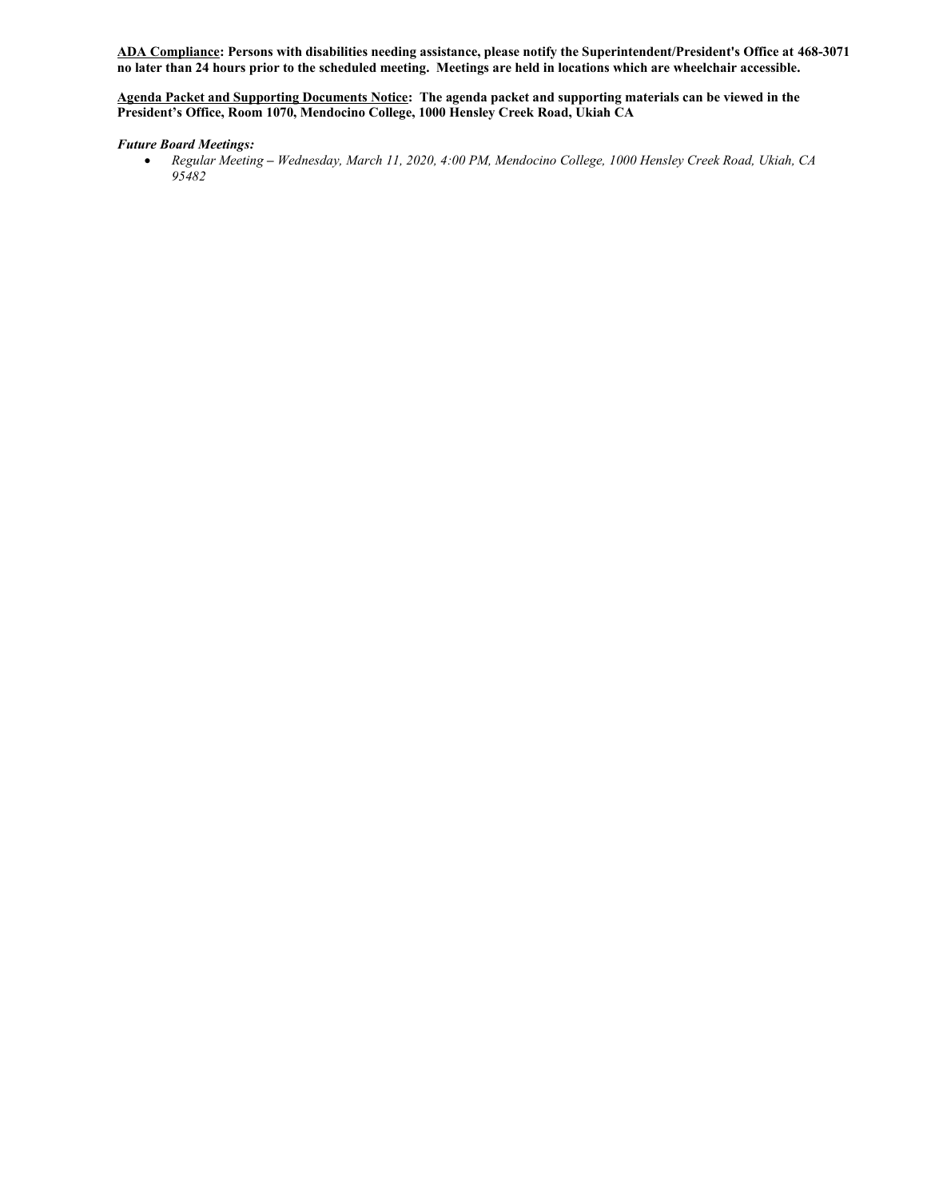**<u>ADA Compliance</u>: Persons with disabilities needing assistance, please notify the Superintendent/President's Office at 468-3071 no later than 24 hours prior to the scheduled meeting. Meetings are held in locations which are wheelchair accessible.**

**<u>Agenda Packet and Supporting Documents Notice</u>: The agenda packet and supporting materials can be viewed in the President's Office, Room 1070, Mendocino College, 1000 Hensley Creek Road, Ukiah CA**

***Future Board Meetings:***

- *Regular Meeting – Wednesday, March 11, 2020, 4:00 PM, Mendocino College, 1000 Hensley Creek Road, Ukiah, CA 95482*